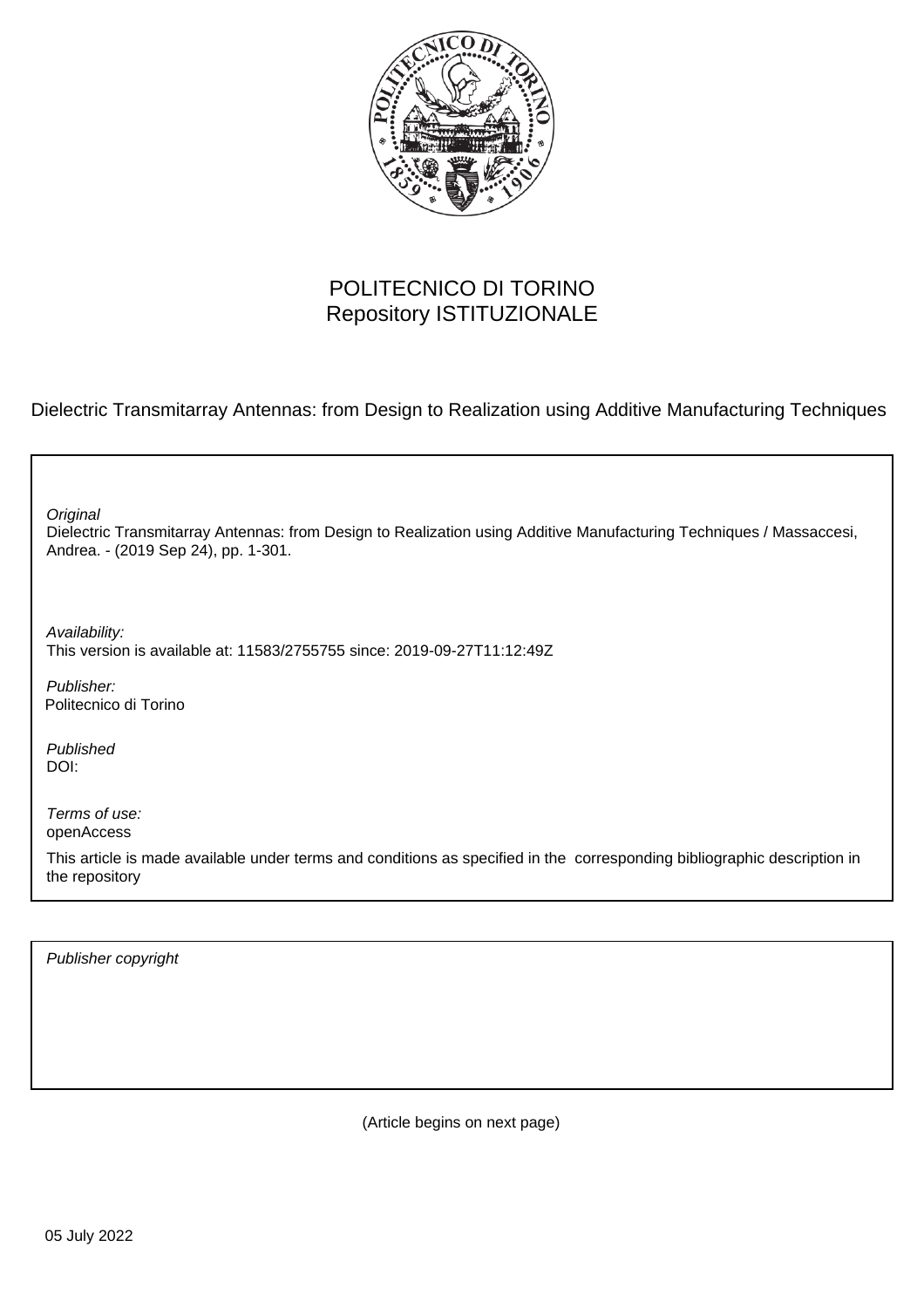POLITECNICO DI TORINO
Repository ISTITUZIONALE

Dielectric Transmitarray Antennas: from Design to Realization using Additive Manufacturing Techniques

*Original*
Dielectric Transmitarray Antennas: from Design to Realization using Additive Manufacturing Techniques / Massaccesi, Andrea. - (2019 Sep 24), pp. 1-301.

*Availability:*
This version is available at: 11583/2755755 since: 2019-09-27T11:12:49Z

*Publisher:*
Politecnico di Torino

*Published*
DOI:

*Terms of use:*
openAccess

This article is made available under terms and conditions as specified in the corresponding bibliographic description in the repository

*Publisher copyright*

(Article begins on next page)

05 July 2022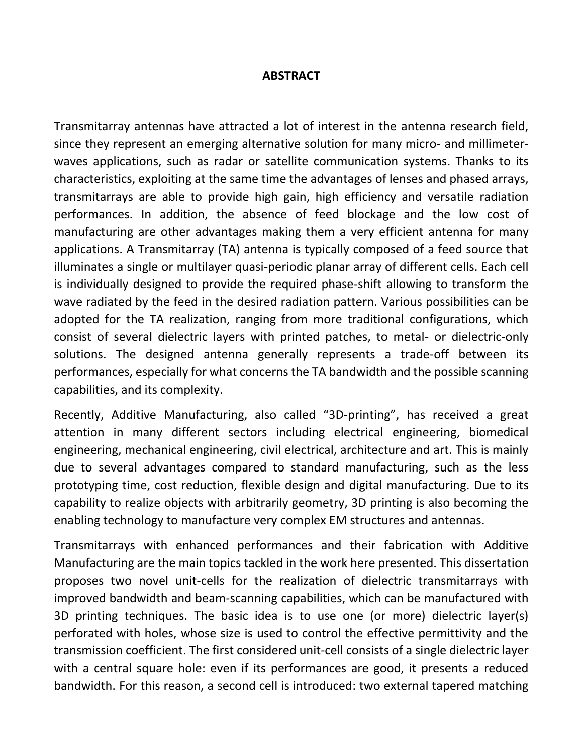# ABSTRACT

Transmitarray antennas have attracted a lot of interest in the antenna research field, since they represent an emerging alternative solution for many micro- and millimeter-waves applications, such as radar or satellite communication systems. Thanks to its characteristics, exploiting at the same time the advantages of lenses and phased arrays, transmitarrays are able to provide high gain, high efficiency and versatile radiation performances. In addition, the absence of feed blockage and the low cost of manufacturing are other advantages making them a very efficient antenna for many applications. A Transmitarray (TA) antenna is typically composed of a feed source that illuminates a single or multilayer quasi-periodic planar array of different cells. Each cell is individually designed to provide the required phase-shift allowing to transform the wave radiated by the feed in the desired radiation pattern. Various possibilities can be adopted for the TA realization, ranging from more traditional configurations, which consist of several dielectric layers with printed patches, to metal- or dielectric-only solutions. The designed antenna generally represents a trade-off between its performances, especially for what concerns the TA bandwidth and the possible scanning capabilities, and its complexity.

Recently, Additive Manufacturing, also called "3D-printing", has received a great attention in many different sectors including electrical engineering, biomedical engineering, mechanical engineering, civil electrical, architecture and art. This is mainly due to several advantages compared to standard manufacturing, such as the less prototyping time, cost reduction, flexible design and digital manufacturing. Due to its capability to realize objects with arbitrarily geometry, 3D printing is also becoming the enabling technology to manufacture very complex EM structures and antennas.

Transmitarrays with enhanced performances and their fabrication with Additive Manufacturing are the main topics tackled in the work here presented. This dissertation proposes two novel unit-cells for the realization of dielectric transmitarrays with improved bandwidth and beam-scanning capabilities, which can be manufactured with 3D printing techniques. The basic idea is to use one (or more) dielectric layer(s) perforated with holes, whose size is used to control the effective permittivity and the transmission coefficient. The first considered unit-cell consists of a single dielectric layer with a central square hole: even if its performances are good, it presents a reduced bandwidth. For this reason, a second cell is introduced: two external tapered matching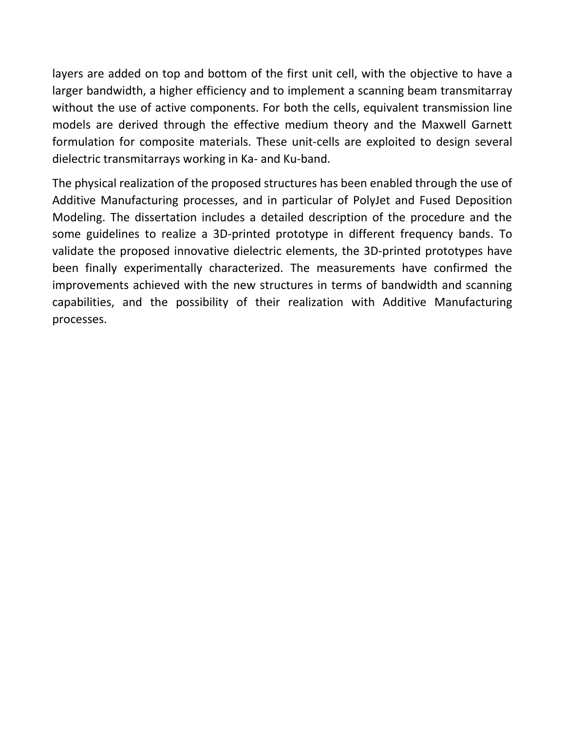layers are added on top and bottom of the first unit cell, with the objective to have a larger bandwidth, a higher efficiency and to implement a scanning beam transmitarray without the use of active components. For both the cells, equivalent transmission line models are derived through the effective medium theory and the Maxwell Garnett formulation for composite materials. These unit-cells are exploited to design several dielectric transmitarrays working in Ka- and Ku-band.

The physical realization of the proposed structures has been enabled through the use of Additive Manufacturing processes, and in particular of PolyJet and Fused Deposition Modeling. The dissertation includes a detailed description of the procedure and the some guidelines to realize a 3D-printed prototype in different frequency bands. To validate the proposed innovative dielectric elements, the 3D-printed prototypes have been finally experimentally characterized. The measurements have confirmed the improvements achieved with the new structures in terms of bandwidth and scanning capabilities, and the possibility of their realization with Additive Manufacturing processes.